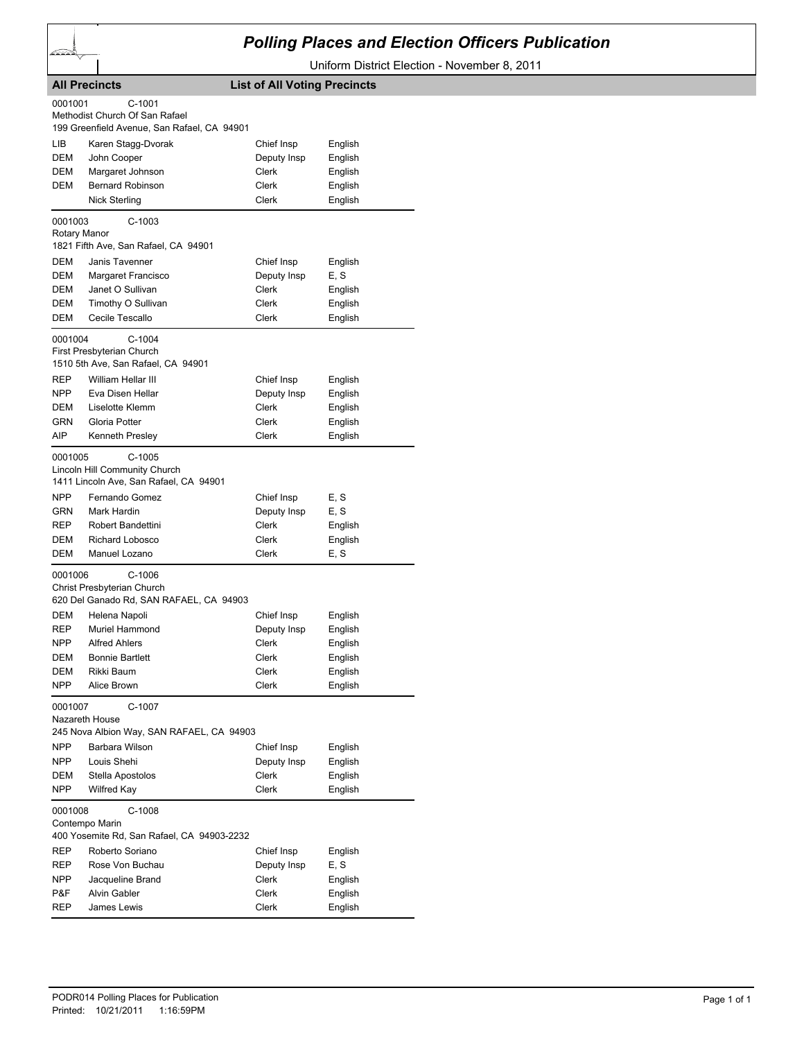# Polling Places and Election Officers Publication

Uniform District Election - November 8, 2011

**All Precincts** **List of All Voting Precincts**

0001001 C-1001
Methodist Church Of San Rafael
199 Greenfield Avenue, San Rafael, CA 94901

| | | | |
|---|---|---|---|
| LIB | Karen Stagg-Dvorak | Chief Insp | English |
| DEM | John Cooper | Deputy Insp | English |
| DEM | Margaret Johnson | Clerk | English |
| DEM | Bernard Robinson | Clerk | English |
| | Nick Sterling | Clerk | English |

0001003 C-1003
Rotary Manor
1821 Fifth Ave, San Rafael, CA 94901

| | | | |
|---|---|---|---|
| DEM | Janis Tavenner | Chief Insp | English |
| DEM | Margaret Francisco | Deputy Insp | E, S |
| DEM | Janet O Sullivan | Clerk | English |
| DEM | Timothy O Sullivan | Clerk | English |
| DEM | Cecile Tescallo | Clerk | English |

0001004 C-1004
First Presbyterian Church
1510 5th Ave, San Rafael, CA 94901

| | | | |
|---|---|---|---|
| REP | William Hellar III | Chief Insp | English |
| NPP | Eva Disen Hellar | Deputy Insp | English |
| DEM | Liselotte Klemm | Clerk | English |
| GRN | Gloria Potter | Clerk | English |
| AIP | Kenneth Presley | Clerk | English |

0001005 C-1005
Lincoln Hill Community Church
1411 Lincoln Ave, San Rafael, CA 94901

| | | | |
|---|---|---|---|
| NPP | Fernando Gomez | Chief Insp | E, S |
| GRN | Mark Hardin | Deputy Insp | E, S |
| REP | Robert Bandettini | Clerk | English |
| DEM | Richard Lobosco | Clerk | English |
| DEM | Manuel Lozano | Clerk | E, S |

0001006 C-1006
Christ Presbyterian Church
620 Del Ganado Rd, SAN RAFAEL, CA 94903

| | | | |
|---|---|---|---|
| DEM | Helena Napoli | Chief Insp | English |
| REP | Muriel Hammond | Deputy Insp | English |
| NPP | Alfred Ahlers | Clerk | English |
| DEM | Bonnie Bartlett | Clerk | English |
| DEM | Rikki Baum | Clerk | English |
| NPP | Alice Brown | Clerk | English |

0001007 C-1007
Nazareth House
245 Nova Albion Way, SAN RAFAEL, CA 94903

| | | | |
|---|---|---|---|
| NPP | Barbara Wilson | Chief Insp | English |
| NPP | Louis Shehi | Deputy Insp | English |
| DEM | Stella Apostolos | Clerk | English |
| NPP | Wilfred Kay | Clerk | English |

0001008 C-1008
Contempo Marin
400 Yosemite Rd, San Rafael, CA 94903-2232

| | | | |
|---|---|---|---|
| REP | Roberto Soriano | Chief Insp | English |
| REP | Rose Von Buchau | Deputy Insp | E, S |
| NPP | Jacqueline Brand | Clerk | English |
| P&F | Alvin Gabler | Clerk | English |
| REP | James Lewis | Clerk | English |

PODR014 Polling Places for Publication
Printed: 10/21/2011 1:16:59PM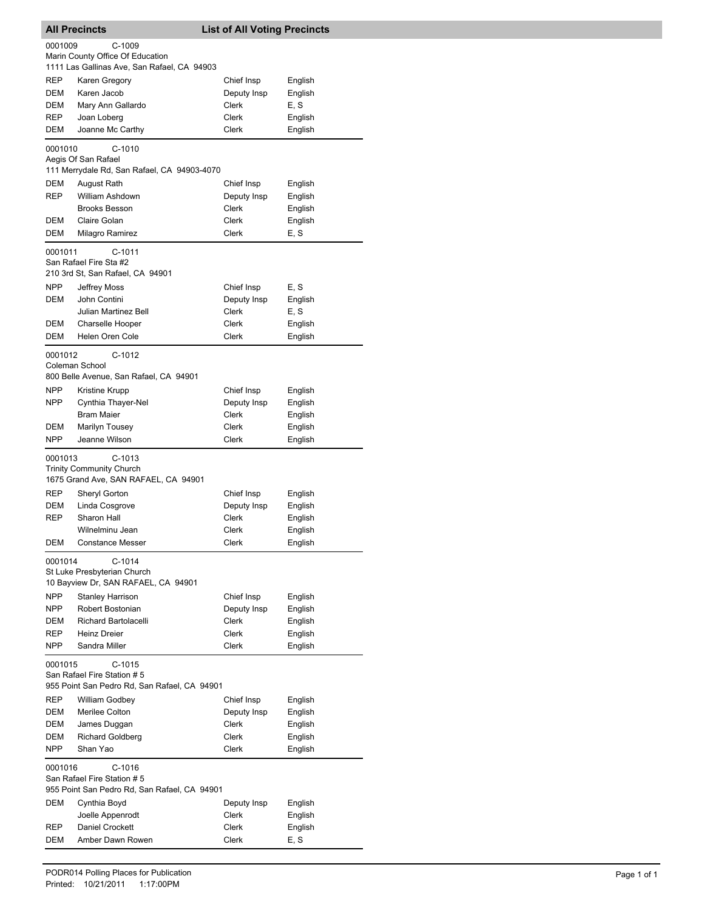## All Precincts — List of All Voting Precincts

### 0001009 C-1009
Marin County Office Of Education
1111 Las Gallinas Ave, San Rafael, CA 94903

| Party | Name | Position | Language |
|---|---|---|---|
| REP | Karen Gregory | Chief Insp | English |
| DEM | Karen Jacob | Deputy Insp | English |
| DEM | Mary Ann Gallardo | Clerk | E, S |
| REP | Joan Loberg | Clerk | English |
| DEM | Joanne Mc Carthy | Clerk | English |

### 0001010 C-1010
Aegis Of San Rafael
111 Merrydale Rd, San Rafael, CA 94903-4070

| Party | Name | Position | Language |
|---|---|---|---|
| DEM | August Rath | Chief Insp | English |
| REP | William Ashdown | Deputy Insp | English |
| | Brooks Besson | Clerk | English |
| DEM | Claire Golan | Clerk | English |
| DEM | Milagro Ramirez | Clerk | E, S |

### 0001011 C-1011
San Rafael Fire Sta #2
210 3rd St, San Rafael, CA 94901

| Party | Name | Position | Language |
|---|---|---|---|
| NPP | Jeffrey Moss | Chief Insp | E, S |
| DEM | John Contini | Deputy Insp | English |
| | Julian Martinez Bell | Clerk | E, S |
| DEM | Charselle Hooper | Clerk | English |
| DEM | Helen Oren Cole | Clerk | English |

### 0001012 C-1012
Coleman School
800 Belle Avenue, San Rafael, CA 94901

| Party | Name | Position | Language |
|---|---|---|---|
| NPP | Kristine Krupp | Chief Insp | English |
| NPP | Cynthia Thayer-Nel | Deputy Insp | English |
| | Bram Maier | Clerk | English |
| DEM | Marilyn Tousey | Clerk | English |
| NPP | Jeanne Wilson | Clerk | English |

### 0001013 C-1013
Trinity Community Church
1675 Grand Ave, SAN RAFAEL, CA 94901

| Party | Name | Position | Language |
|---|---|---|---|
| REP | Sheryl Gorton | Chief Insp | English |
| DEM | Linda Cosgrove | Deputy Insp | English |
| REP | Sharon Hall | Clerk | English |
| | Wilnelminu Jean | Clerk | English |
| DEM | Constance Messer | Clerk | English |

### 0001014 C-1014
St Luke Presbyterian Church
10 Bayview Dr, SAN RAFAEL, CA 94901

| Party | Name | Position | Language |
|---|---|---|---|
| NPP | Stanley Harrison | Chief Insp | English |
| NPP | Robert Bostonian | Deputy Insp | English |
| DEM | Richard Bartolacelli | Clerk | English |
| REP | Heinz Dreier | Clerk | English |
| NPP | Sandra Miller | Clerk | English |

### 0001015 C-1015
San Rafael Fire Station # 5
955 Point San Pedro Rd, San Rafael, CA 94901

| Party | Name | Position | Language |
|---|---|---|---|
| REP | William Godbey | Chief Insp | English |
| DEM | Merilee Colton | Deputy Insp | English |
| DEM | James Duggan | Clerk | English |
| DEM | Richard Goldberg | Clerk | English |
| NPP | Shan Yao | Clerk | English |

### 0001016 C-1016
San Rafael Fire Station # 5
955 Point San Pedro Rd, San Rafael, CA 94901

| Party | Name | Position | Language |
|---|---|---|---|
| DEM | Cynthia Boyd | Deputy Insp | English |
| | Joelle Appenrodt | Clerk | English |
| REP | Daniel Crockett | Clerk | English |
| DEM | Amber Dawn Rowen | Clerk | E, S |

PODR014 Polling Places for Publication
Printed: 10/21/2011 1:17:00PM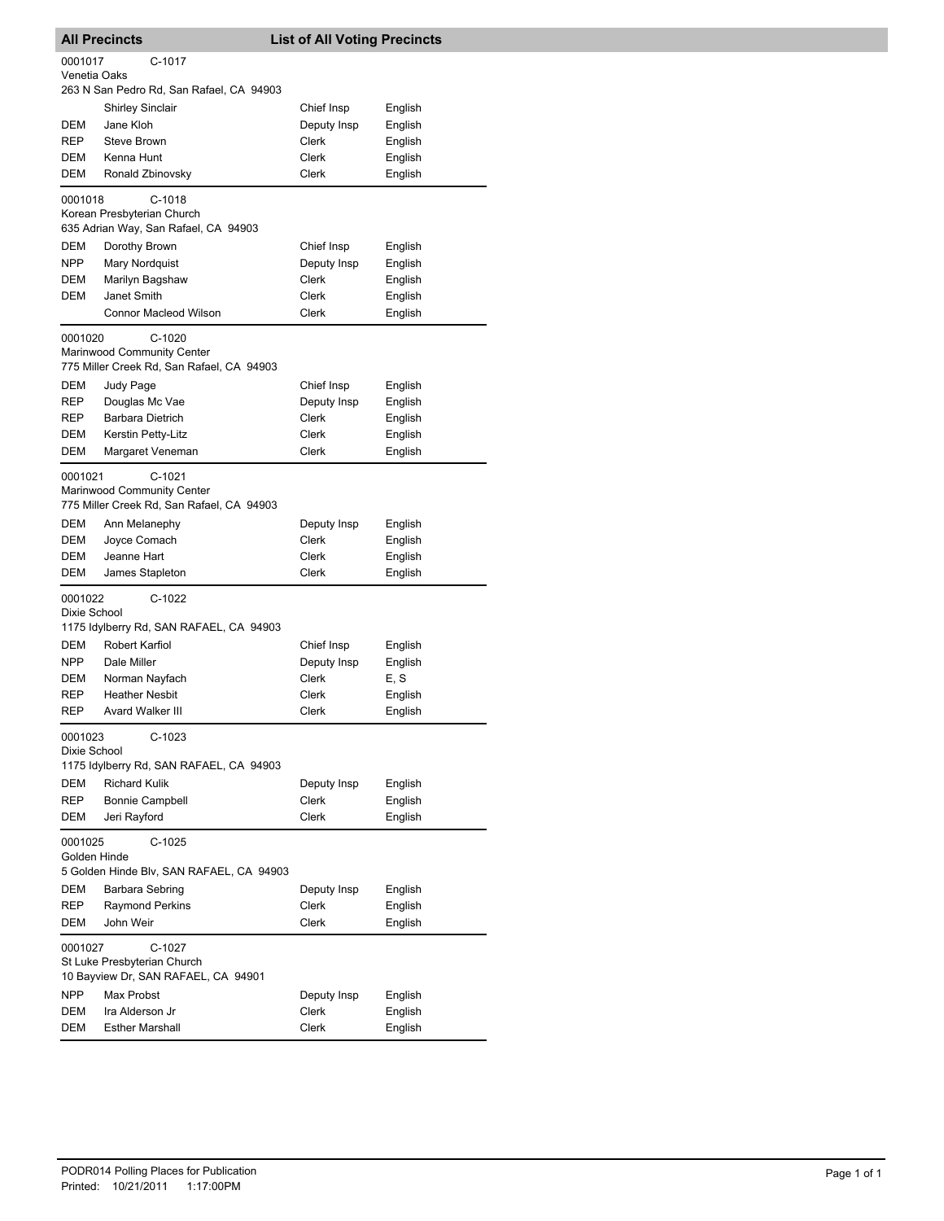## All Precincts — List of All Voting Precincts

**0001017** C-1017
Venetia Oaks
263 N San Pedro Rd, San Rafael, CA 94903

| Party | Name | Position | Language |
|---|---|---|---|
| | Shirley Sinclair | Chief Insp | English |
| DEM | Jane Kloh | Deputy Insp | English |
| REP | Steve Brown | Clerk | English |
| DEM | Kenna Hunt | Clerk | English |
| DEM | Ronald Zbinovsky | Clerk | English |

**0001018** C-1018
Korean Presbyterian Church
635 Adrian Way, San Rafael, CA 94903

| Party | Name | Position | Language |
|---|---|---|---|
| DEM | Dorothy Brown | Chief Insp | English |
| NPP | Mary Nordquist | Deputy Insp | English |
| DEM | Marilyn Bagshaw | Clerk | English |
| DEM | Janet Smith | Clerk | English |
| | Connor Macleod Wilson | Clerk | English |

**0001020** C-1020
Marinwood Community Center
775 Miller Creek Rd, San Rafael, CA 94903

| Party | Name | Position | Language |
|---|---|---|---|
| DEM | Judy Page | Chief Insp | English |
| REP | Douglas Mc Vae | Deputy Insp | English |
| REP | Barbara Dietrich | Clerk | English |
| DEM | Kerstin Petty-Litz | Clerk | English |
| DEM | Margaret Veneman | Clerk | English |

**0001021** C-1021
Marinwood Community Center
775 Miller Creek Rd, San Rafael, CA 94903

| Party | Name | Position | Language |
|---|---|---|---|
| DEM | Ann Melanephy | Deputy Insp | English |
| DEM | Joyce Comach | Clerk | English |
| DEM | Jeanne Hart | Clerk | English |
| DEM | James Stapleton | Clerk | English |

**0001022** C-1022
Dixie School
1175 Idylberry Rd, SAN RAFAEL, CA 94903

| Party | Name | Position | Language |
|---|---|---|---|
| DEM | Robert Karfiol | Chief Insp | English |
| NPP | Dale Miller | Deputy Insp | English |
| DEM | Norman Nayfach | Clerk | E, S |
| REP | Heather Nesbit | Clerk | English |
| REP | Avard Walker III | Clerk | English |

**0001023** C-1023
Dixie School
1175 Idylberry Rd, SAN RAFAEL, CA 94903

| Party | Name | Position | Language |
|---|---|---|---|
| DEM | Richard Kulik | Deputy Insp | English |
| REP | Bonnie Campbell | Clerk | English |
| DEM | Jeri Rayford | Clerk | English |

**0001025** C-1025
Golden Hinde
5 Golden Hinde Blv, SAN RAFAEL, CA 94903

| Party | Name | Position | Language |
|---|---|---|---|
| DEM | Barbara Sebring | Deputy Insp | English |
| REP | Raymond Perkins | Clerk | English |
| DEM | John Weir | Clerk | English |

**0001027** C-1027
St Luke Presbyterian Church
10 Bayview Dr, SAN RAFAEL, CA 94901

| Party | Name | Position | Language |
|---|---|---|---|
| NPP | Max Probst | Deputy Insp | English |
| DEM | Ira Alderson Jr | Clerk | English |
| DEM | Esther Marshall | Clerk | English |

PODR014 Polling Places for Publication
Printed: 10/21/2011 1:17:00PM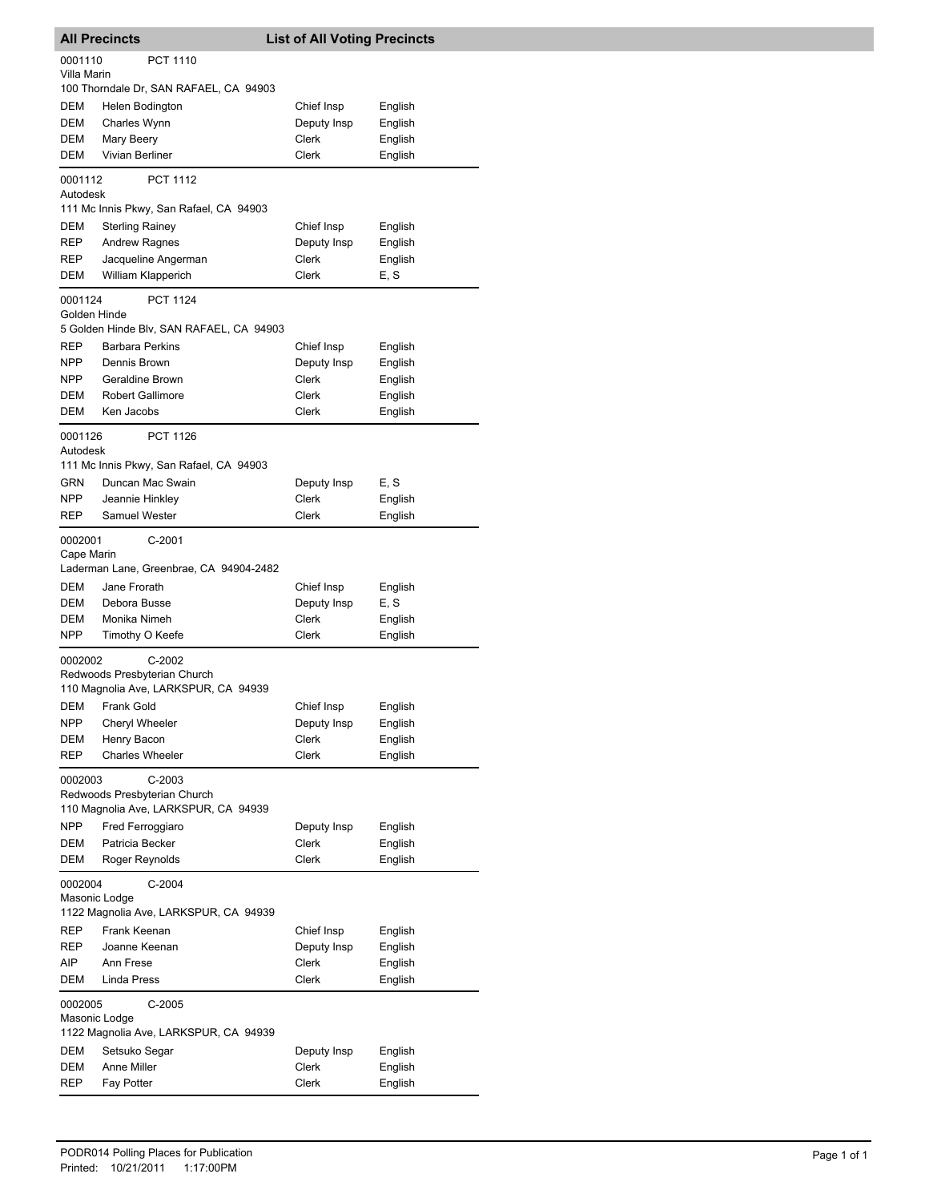## All Precincts — List of All Voting Precincts

**0001110** PCT 1110
Villa Marin
100 Thorndale Dr, SAN RAFAEL, CA 94903

| | | | |
|---|---|---|---|
| DEM | Helen Bodington | Chief Insp | English |
| DEM | Charles Wynn | Deputy Insp | English |
| DEM | Mary Beery | Clerk | English |
| DEM | Vivian Berliner | Clerk | English |

**0001112** PCT 1112
Autodesk
111 Mc Innis Pkwy, San Rafael, CA 94903

| | | | |
|---|---|---|---|
| DEM | Sterling Rainey | Chief Insp | English |
| REP | Andrew Ragnes | Deputy Insp | English |
| REP | Jacqueline Angerman | Clerk | English |
| DEM | William Klapperich | Clerk | E, S |

**0001124** PCT 1124
Golden Hinde
5 Golden Hinde Blv, SAN RAFAEL, CA 94903

| | | | |
|---|---|---|---|
| REP | Barbara Perkins | Chief Insp | English |
| NPP | Dennis Brown | Deputy Insp | English |
| NPP | Geraldine Brown | Clerk | English |
| DEM | Robert Gallimore | Clerk | English |
| DEM | Ken Jacobs | Clerk | English |

**0001126** PCT 1126
Autodesk
111 Mc Innis Pkwy, San Rafael, CA 94903

| | | | |
|---|---|---|---|
| GRN | Duncan Mac Swain | Deputy Insp | E, S |
| NPP | Jeannie Hinkley | Clerk | English |
| REP | Samuel Wester | Clerk | English |

**0002001** C-2001
Cape Marin
Laderman Lane, Greenbrae, CA 94904-2482

| | | | |
|---|---|---|---|
| DEM | Jane Frorath | Chief Insp | English |
| DEM | Debora Busse | Deputy Insp | E, S |
| DEM | Monika Nimeh | Clerk | English |
| NPP | Timothy O Keefe | Clerk | English |

**0002002** C-2002
Redwoods Presbyterian Church
110 Magnolia Ave, LARKSPUR, CA 94939

| | | | |
|---|---|---|---|
| DEM | Frank Gold | Chief Insp | English |
| NPP | Cheryl Wheeler | Deputy Insp | English |
| DEM | Henry Bacon | Clerk | English |
| REP | Charles Wheeler | Clerk | English |

**0002003** C-2003
Redwoods Presbyterian Church
110 Magnolia Ave, LARKSPUR, CA 94939

| | | | |
|---|---|---|---|
| NPP | Fred Ferroggiaro | Deputy Insp | English |
| DEM | Patricia Becker | Clerk | English |
| DEM | Roger Reynolds | Clerk | English |

**0002004** C-2004
Masonic Lodge
1122 Magnolia Ave, LARKSPUR, CA 94939

| | | | |
|---|---|---|---|
| REP | Frank Keenan | Chief Insp | English |
| REP | Joanne Keenan | Deputy Insp | English |
| AIP | Ann Frese | Clerk | English |
| DEM | Linda Press | Clerk | English |

**0002005** C-2005
Masonic Lodge
1122 Magnolia Ave, LARKSPUR, CA 94939

| | | | |
|---|---|---|---|
| DEM | Setsuko Segar | Deputy Insp | English |
| DEM | Anne Miller | Clerk | English |
| REP | Fay Potter | Clerk | English |

PODR014 Polling Places for Publication
Printed: 10/21/2011 1:17:00PM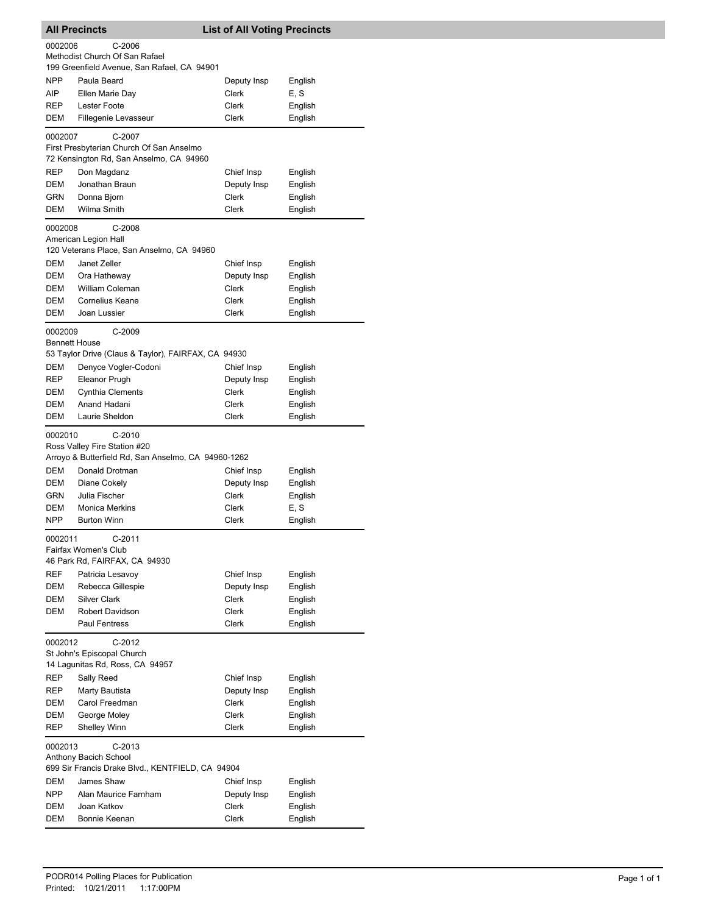## All Precincts — List of All Voting Precincts

**0002006** C-2006
Methodist Church Of San Rafael
199 Greenfield Avenue, San Rafael, CA 94901

| | | | |
|---|---|---|---|
| NPP | Paula Beard | Deputy Insp | English |
| AIP | Ellen Marie Day | Clerk | E, S |
| REP | Lester Foote | Clerk | English |
| DEM | Fillegenie Levasseur | Clerk | English |

**0002007** C-2007
First Presbyterian Church Of San Anselmo
72 Kensington Rd, San Anselmo, CA 94960

| | | | |
|---|---|---|---|
| REP | Don Magdanz | Chief Insp | English |
| DEM | Jonathan Braun | Deputy Insp | English |
| GRN | Donna Bjorn | Clerk | English |
| DEM | Wilma Smith | Clerk | English |

**0002008** C-2008
American Legion Hall
120 Veterans Place, San Anselmo, CA 94960

| | | | |
|---|---|---|---|
| DEM | Janet Zeller | Chief Insp | English |
| DEM | Ora Hatheway | Deputy Insp | English |
| DEM | William Coleman | Clerk | English |
| DEM | Cornelius Keane | Clerk | English |
| DEM | Joan Lussier | Clerk | English |

**0002009** C-2009
Bennett House
53 Taylor Drive (Claus & Taylor), FAIRFAX, CA 94930

| | | | |
|---|---|---|---|
| DEM | Denyce Vogler-Codoni | Chief Insp | English |
| REP | Eleanor Prugh | Deputy Insp | English |
| DEM | Cynthia Clements | Clerk | English |
| DEM | Anand Hadani | Clerk | English |
| DEM | Laurie Sheldon | Clerk | English |

**0002010** C-2010
Ross Valley Fire Station #20
Arroyo & Butterfield Rd, San Anselmo, CA 94960-1262

| | | | |
|---|---|---|---|
| DEM | Donald Drotman | Chief Insp | English |
| DEM | Diane Cokely | Deputy Insp | English |
| GRN | Julia Fischer | Clerk | English |
| DEM | Monica Merkins | Clerk | E, S |
| NPP | Burton Winn | Clerk | English |

**0002011** C-2011
Fairfax Women's Club
46 Park Rd, FAIRFAX, CA 94930

| | | | |
|---|---|---|---|
| REF | Patricia Lesavoy | Chief Insp | English |
| DEM | Rebecca Gillespie | Deputy Insp | English |
| DEM | Silver Clark | Clerk | English |
| DEM | Robert Davidson | Clerk | English |
| | Paul Fentress | Clerk | English |

**0002012** C-2012
St John's Episcopal Church
14 Lagunitas Rd, Ross, CA 94957

| | | | |
|---|---|---|---|
| REP | Sally Reed | Chief Insp | English |
| REP | Marty Bautista | Deputy Insp | English |
| DEM | Carol Freedman | Clerk | English |
| DEM | George Moley | Clerk | English |
| REP | Shelley Winn | Clerk | English |

**0002013** C-2013
Anthony Bacich School
699 Sir Francis Drake Blvd., KENTFIELD, CA 94904

| | | | |
|---|---|---|---|
| DEM | James Shaw | Chief Insp | English |
| NPP | Alan Maurice Farnham | Deputy Insp | English |
| DEM | Joan Katkov | Clerk | English |
| DEM | Bonnie Keenan | Clerk | English |

PODR014 Polling Places for Publication
Printed: 10/21/2011 1:17:00PM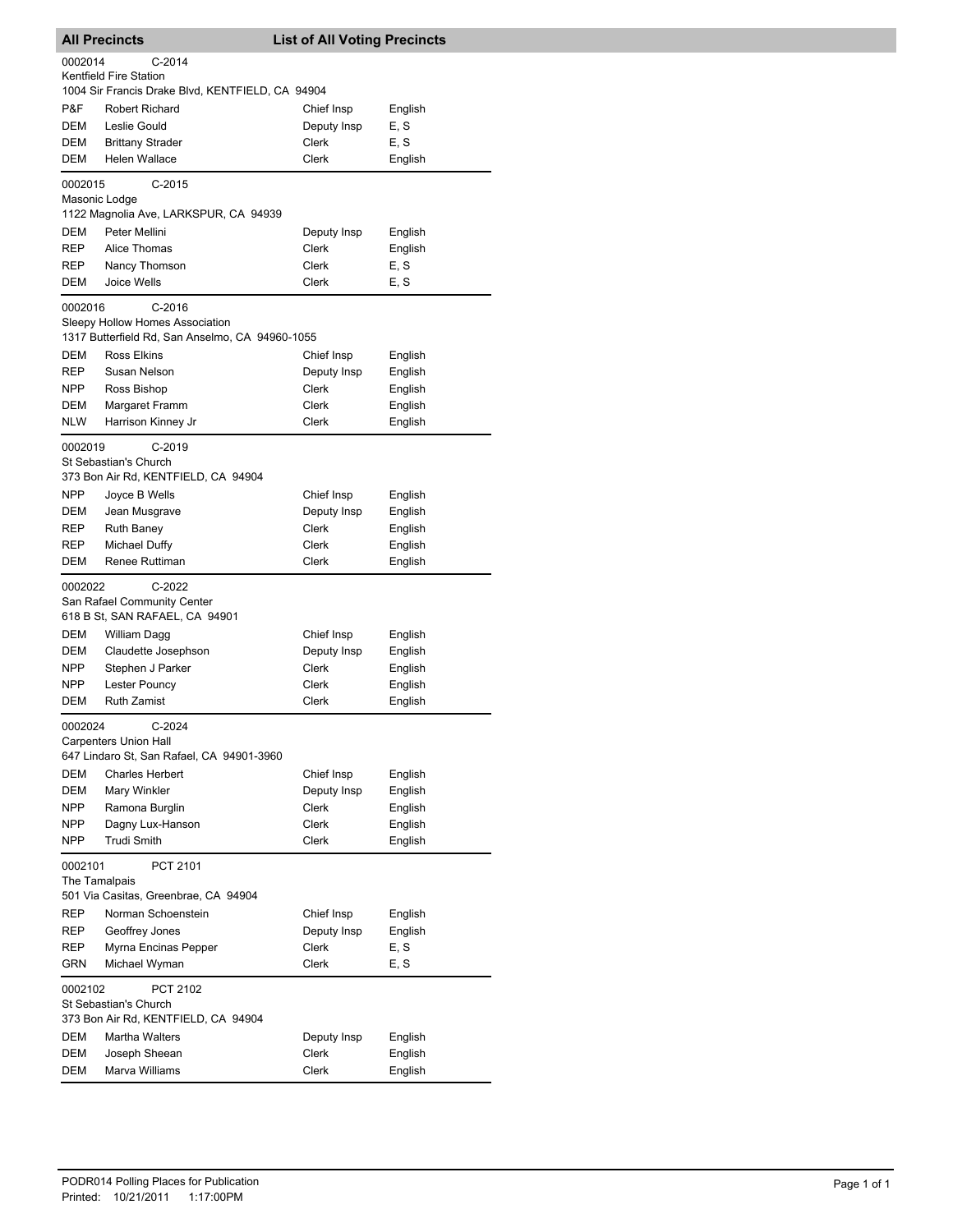## All Precincts — List of All Voting Precincts

**0002014** C-2014
Kentfield Fire Station
1004 Sir Francis Drake Blvd, KENTFIELD, CA 94904

| Party | Name | Position | Language |
|---|---|---|---|
| P&F | Robert Richard | Chief Insp | English |
| DEM | Leslie Gould | Deputy Insp | E, S |
| DEM | Brittany Strader | Clerk | E, S |
| DEM | Helen Wallace | Clerk | English |

**0002015** C-2015
Masonic Lodge
1122 Magnolia Ave, LARKSPUR, CA 94939

| Party | Name | Position | Language |
|---|---|---|---|
| DEM | Peter Mellini | Deputy Insp | English |
| REP | Alice Thomas | Clerk | English |
| REP | Nancy Thomson | Clerk | E, S |
| DEM | Joice Wells | Clerk | E, S |

**0002016** C-2016
Sleepy Hollow Homes Association
1317 Butterfield Rd, San Anselmo, CA 94960-1055

| Party | Name | Position | Language |
|---|---|---|---|
| DEM | Ross Elkins | Chief Insp | English |
| REP | Susan Nelson | Deputy Insp | English |
| NPP | Ross Bishop | Clerk | English |
| DEM | Margaret Framm | Clerk | English |
| NLW | Harrison Kinney Jr | Clerk | English |

**0002019** C-2019
St Sebastian's Church
373 Bon Air Rd, KENTFIELD, CA 94904

| Party | Name | Position | Language |
|---|---|---|---|
| NPP | Joyce B Wells | Chief Insp | English |
| DEM | Jean Musgrave | Deputy Insp | English |
| REP | Ruth Baney | Clerk | English |
| REP | Michael Duffy | Clerk | English |
| DEM | Renee Ruttiman | Clerk | English |

**0002022** C-2022
San Rafael Community Center
618 B St, SAN RAFAEL, CA 94901

| Party | Name | Position | Language |
|---|---|---|---|
| DEM | William Dagg | Chief Insp | English |
| DEM | Claudette Josephson | Deputy Insp | English |
| NPP | Stephen J Parker | Clerk | English |
| NPP | Lester Pouncy | Clerk | English |
| DEM | Ruth Zamist | Clerk | English |

**0002024** C-2024
Carpenters Union Hall
647 Lindaro St, San Rafael, CA 94901-3960

| Party | Name | Position | Language |
|---|---|---|---|
| DEM | Charles Herbert | Chief Insp | English |
| DEM | Mary Winkler | Deputy Insp | English |
| NPP | Ramona Burglin | Clerk | English |
| NPP | Dagny Lux-Hanson | Clerk | English |
| NPP | Trudi Smith | Clerk | English |

**0002101** PCT 2101
The Tamalpais
501 Via Casitas, Greenbrae, CA 94904

| Party | Name | Position | Language |
|---|---|---|---|
| REP | Norman Schoenstein | Chief Insp | English |
| REP | Geoffrey Jones | Deputy Insp | English |
| REP | Myrna Encinas Pepper | Clerk | E, S |
| GRN | Michael Wyman | Clerk | E, S |

**0002102** PCT 2102
St Sebastian's Church
373 Bon Air Rd, KENTFIELD, CA 94904

| Party | Name | Position | Language |
|---|---|---|---|
| DEM | Martha Walters | Deputy Insp | English |
| DEM | Joseph Sheean | Clerk | English |
| DEM | Marva Williams | Clerk | English |

PODR014 Polling Places for Publication
Printed: 10/21/2011 1:17:00PM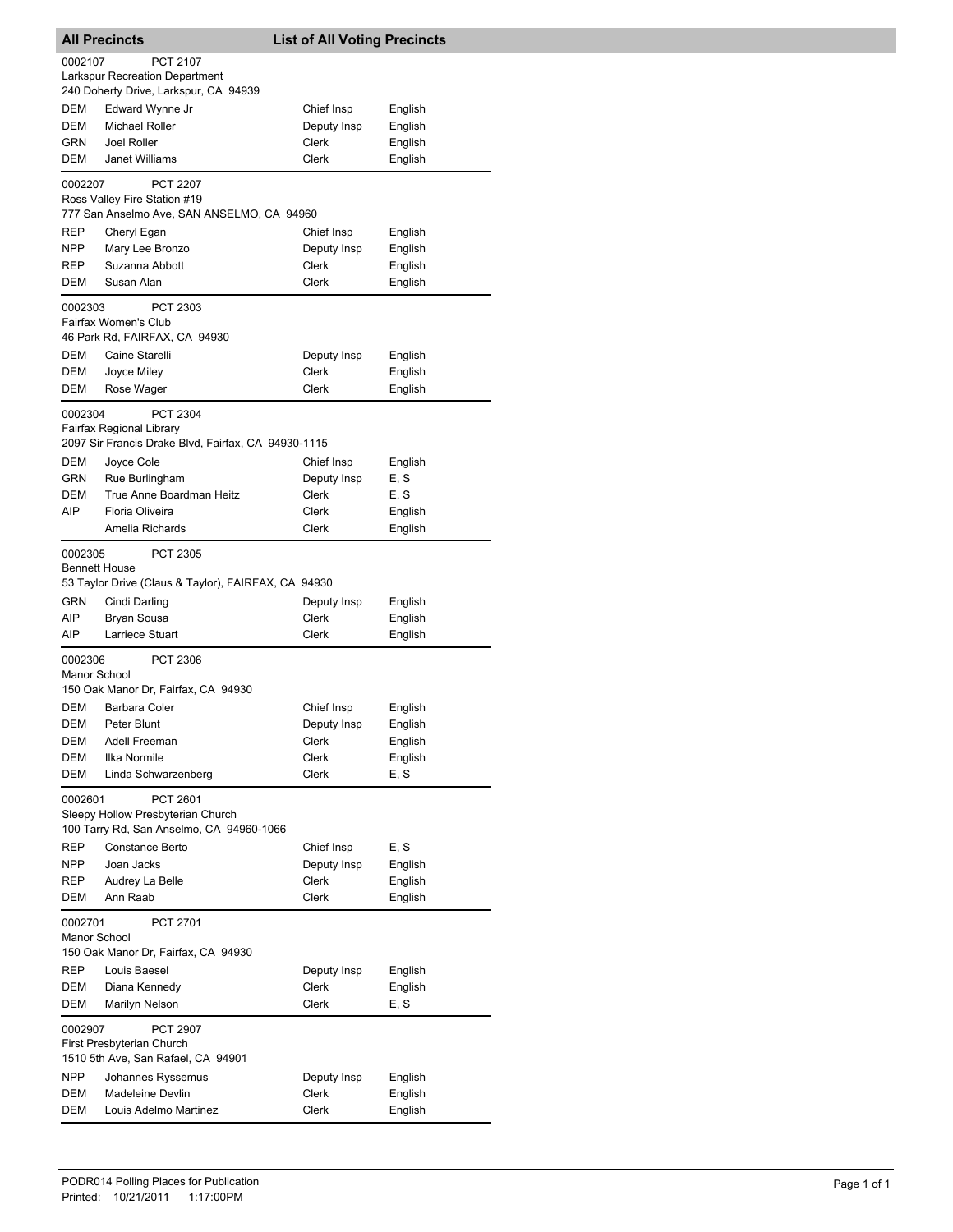## All Precincts — List of All Voting Precincts

**0002107** PCT 2107
Larkspur Recreation Department
240 Doherty Drive, Larkspur, CA 94939

| Party | Name | Position | Language |
|---|---|---|---|
| DEM | Edward Wynne Jr | Chief Insp | English |
| DEM | Michael Roller | Deputy Insp | English |
| GRN | Joel Roller | Clerk | English |
| DEM | Janet Williams | Clerk | English |

**0002207** PCT 2207
Ross Valley Fire Station #19
777 San Anselmo Ave, SAN ANSELMO, CA 94960

| Party | Name | Position | Language |
|---|---|---|---|
| REP | Cheryl Egan | Chief Insp | English |
| NPP | Mary Lee Bronzo | Deputy Insp | English |
| REP | Suzanna Abbott | Clerk | English |
| DEM | Susan Alan | Clerk | English |

**0002303** PCT 2303
Fairfax Women's Club
46 Park Rd, FAIRFAX, CA 94930

| Party | Name | Position | Language |
|---|---|---|---|
| DEM | Caine Starelli | Deputy Insp | English |
| DEM | Joyce Miley | Clerk | English |
| DEM | Rose Wager | Clerk | English |

**0002304** PCT 2304
Fairfax Regional Library
2097 Sir Francis Drake Blvd, Fairfax, CA 94930-1115

| Party | Name | Position | Language |
|---|---|---|---|
| DEM | Joyce Cole | Chief Insp | English |
| GRN | Rue Burlingham | Deputy Insp | E, S |
| DEM | True Anne Boardman Heitz | Clerk | E, S |
| AIP | Floria Oliveira | Clerk | English |
| | Amelia Richards | Clerk | English |

**0002305** PCT 2305
Bennett House
53 Taylor Drive (Claus & Taylor), FAIRFAX, CA 94930

| Party | Name | Position | Language |
|---|---|---|---|
| GRN | Cindi Darling | Deputy Insp | English |
| AIP | Bryan Sousa | Clerk | English |
| AIP | Larriece Stuart | Clerk | English |

**0002306** PCT 2306
Manor School
150 Oak Manor Dr, Fairfax, CA 94930

| Party | Name | Position | Language |
|---|---|---|---|
| DEM | Barbara Coler | Chief Insp | English |
| DEM | Peter Blunt | Deputy Insp | English |
| DEM | Adell Freeman | Clerk | English |
| DEM | Ilka Normile | Clerk | English |
| DEM | Linda Schwarzenberg | Clerk | E, S |

**0002601** PCT 2601
Sleepy Hollow Presbyterian Church
100 Tarry Rd, San Anselmo, CA 94960-1066

| Party | Name | Position | Language |
|---|---|---|---|
| REP | Constance Berto | Chief Insp | E, S |
| NPP | Joan Jacks | Deputy Insp | English |
| REP | Audrey La Belle | Clerk | English |
| DEM | Ann Raab | Clerk | English |

**0002701** PCT 2701
Manor School
150 Oak Manor Dr, Fairfax, CA 94930

| Party | Name | Position | Language |
|---|---|---|---|
| REP | Louis Baesel | Deputy Insp | English |
| DEM | Diana Kennedy | Clerk | English |
| DEM | Marilyn Nelson | Clerk | E, S |

**0002907** PCT 2907
First Presbyterian Church
1510 5th Ave, San Rafael, CA 94901

| Party | Name | Position | Language |
|---|---|---|---|
| NPP | Johannes Ryssemus | Deputy Insp | English |
| DEM | Madeleine Devlin | Clerk | English |
| DEM | Louis Adelmo Martinez | Clerk | English |

PODR014 Polling Places for Publication
Printed: 10/21/2011 1:17:00PM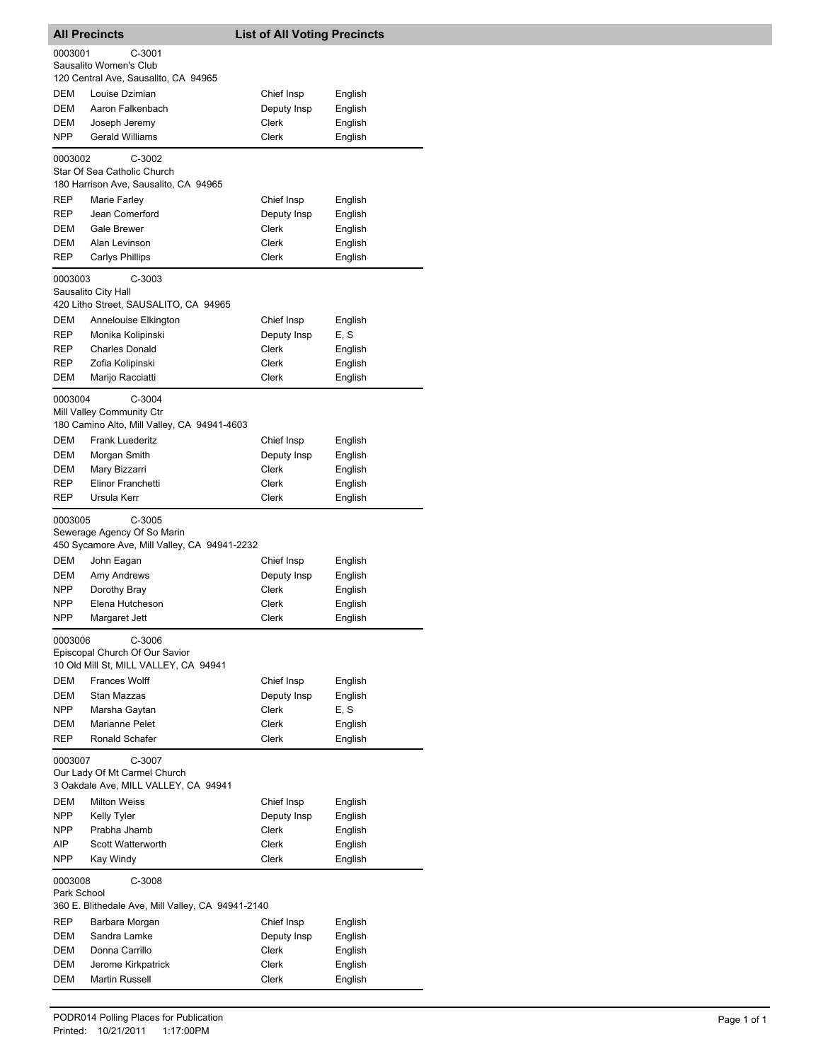## All Precincts — List of All Voting Precincts

**0003001 C-3001**
Sausalito Women's Club
120 Central Ave, Sausalito, CA 94965

| Party | Name | Position | Language |
|---|---|---|---|
| DEM | Louise Dzimian | Chief Insp | English |
| DEM | Aaron Falkenbach | Deputy Insp | English |
| DEM | Joseph Jeremy | Clerk | English |
| NPP | Gerald Williams | Clerk | English |

**0003002 C-3002**
Star Of Sea Catholic Church
180 Harrison Ave, Sausalito, CA 94965

| Party | Name | Position | Language |
|---|---|---|---|
| REP | Marie Farley | Chief Insp | English |
| REP | Jean Comerford | Deputy Insp | English |
| DEM | Gale Brewer | Clerk | English |
| DEM | Alan Levinson | Clerk | English |
| REP | Carlys Phillips | Clerk | English |

**0003003 C-3003**
Sausalito City Hall
420 Litho Street, SAUSALITO, CA 94965

| Party | Name | Position | Language |
|---|---|---|---|
| DEM | Annelouise Elkington | Chief Insp | English |
| REP | Monika Kolipinski | Deputy Insp | E, S |
| REP | Charles Donald | Clerk | English |
| REP | Zofia Kolipinski | Clerk | English |
| DEM | Marijo Racciatti | Clerk | English |

**0003004 C-3004**
Mill Valley Community Ctr
180 Camino Alto, Mill Valley, CA 94941-4603

| Party | Name | Position | Language |
|---|---|---|---|
| DEM | Frank Luederitz | Chief Insp | English |
| DEM | Morgan Smith | Deputy Insp | English |
| DEM | Mary Bizzarri | Clerk | English |
| REP | Elinor Franchetti | Clerk | English |
| REP | Ursula Kerr | Clerk | English |

**0003005 C-3005**
Sewerage Agency Of So Marin
450 Sycamore Ave, Mill Valley, CA 94941-2232

| Party | Name | Position | Language |
|---|---|---|---|
| DEM | John Eagan | Chief Insp | English |
| DEM | Amy Andrews | Deputy Insp | English |
| NPP | Dorothy Bray | Clerk | English |
| NPP | Elena Hutcheson | Clerk | English |
| NPP | Margaret Jett | Clerk | English |

**0003006 C-3006**
Episcopal Church Of Our Savior
10 Old Mill St, MILL VALLEY, CA 94941

| Party | Name | Position | Language |
|---|---|---|---|
| DEM | Frances Wolff | Chief Insp | English |
| DEM | Stan Mazzas | Deputy Insp | English |
| NPP | Marsha Gaytan | Clerk | E, S |
| DEM | Marianne Pelet | Clerk | English |
| REP | Ronald Schafer | Clerk | English |

**0003007 C-3007**
Our Lady Of Mt Carmel Church
3 Oakdale Ave, MILL VALLEY, CA 94941

| Party | Name | Position | Language |
|---|---|---|---|
| DEM | Milton Weiss | Chief Insp | English |
| NPP | Kelly Tyler | Deputy Insp | English |
| NPP | Prabha Jhamb | Clerk | English |
| AIP | Scott Watterworth | Clerk | English |
| NPP | Kay Windy | Clerk | English |

**0003008 C-3008**
Park School
360 E. Blithedale Ave, Mill Valley, CA 94941-2140

| Party | Name | Position | Language |
|---|---|---|---|
| REP | Barbara Morgan | Chief Insp | English |
| DEM | Sandra Lamke | Deputy Insp | English |
| DEM | Donna Carrillo | Clerk | English |
| DEM | Jerome Kirkpatrick | Clerk | English |
| DEM | Martin Russell | Clerk | English |

PODR014 Polling Places for Publication
Printed: 10/21/2011 1:17:00PM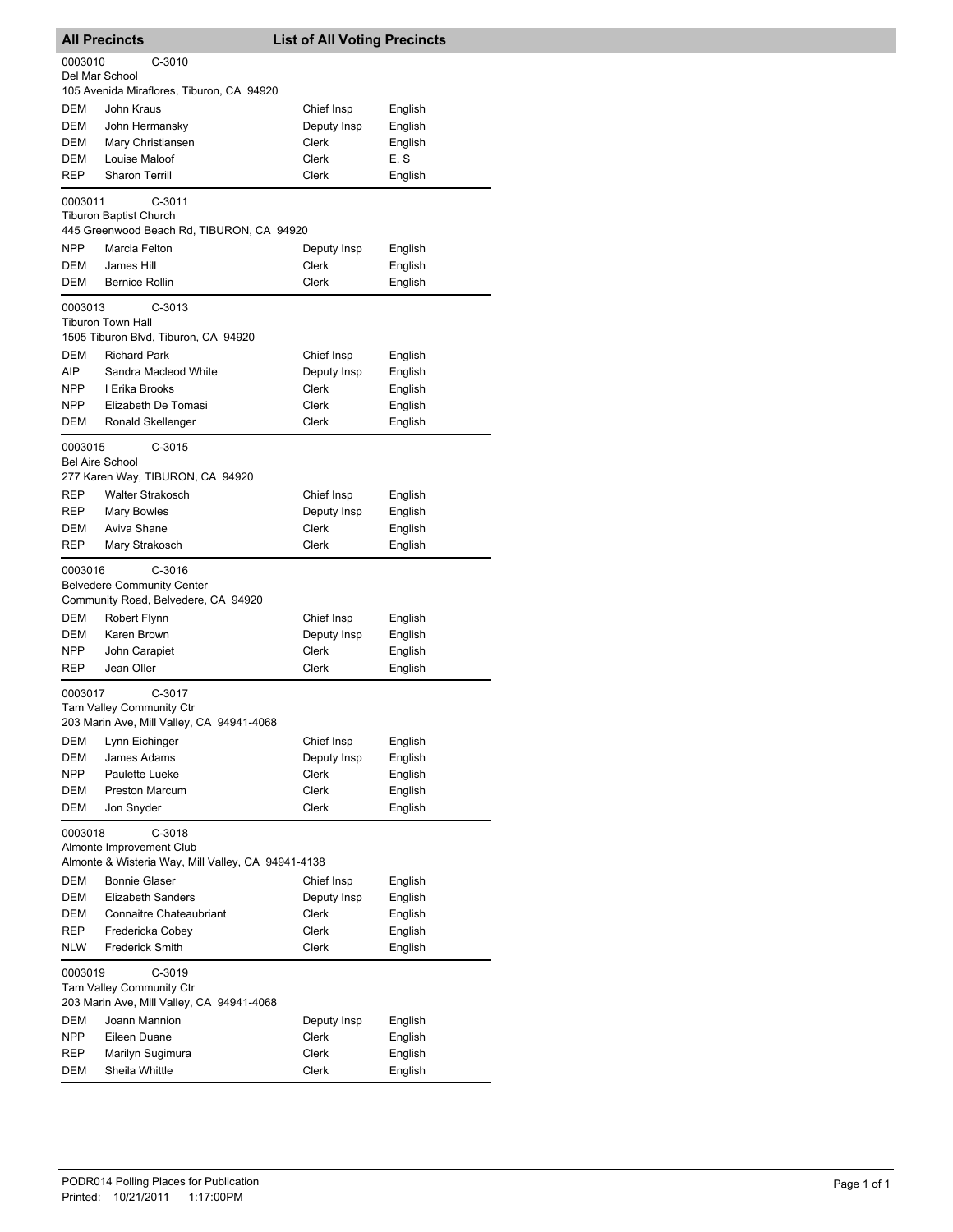## All Precincts — List of All Voting Precincts

**0003010 C-3010**
Del Mar School
105 Avenida Miraflores, Tiburon, CA 94920

| | | | |
|---|---|---|---|
| DEM | John Kraus | Chief Insp | English |
| DEM | John Hermansky | Deputy Insp | English |
| DEM | Mary Christiansen | Clerk | English |
| DEM | Louise Maloof | Clerk | E, S |
| REP | Sharon Terrill | Clerk | English |

**0003011 C-3011**
Tiburon Baptist Church
445 Greenwood Beach Rd, TIBURON, CA 94920

| | | | |
|---|---|---|---|
| NPP | Marcia Felton | Deputy Insp | English |
| DEM | James Hill | Clerk | English |
| DEM | Bernice Rollin | Clerk | English |

**0003013 C-3013**
Tiburon Town Hall
1505 Tiburon Blvd, Tiburon, CA 94920

| | | | |
|---|---|---|---|
| DEM | Richard Park | Chief Insp | English |
| AIP | Sandra Macleod White | Deputy Insp | English |
| NPP | I Erika Brooks | Clerk | English |
| NPP | Elizabeth De Tomasi | Clerk | English |
| DEM | Ronald Skellenger | Clerk | English |

**0003015 C-3015**
Bel Aire School
277 Karen Way, TIBURON, CA 94920

| | | | |
|---|---|---|---|
| REP | Walter Strakosch | Chief Insp | English |
| REP | Mary Bowles | Deputy Insp | English |
| DEM | Aviva Shane | Clerk | English |
| REP | Mary Strakosch | Clerk | English |

**0003016 C-3016**
Belvedere Community Center
Community Road, Belvedere, CA 94920

| | | | |
|---|---|---|---|
| DEM | Robert Flynn | Chief Insp | English |
| DEM | Karen Brown | Deputy Insp | English |
| NPP | John Carapiet | Clerk | English |
| REP | Jean Oller | Clerk | English |

**0003017 C-3017**
Tam Valley Community Ctr
203 Marin Ave, Mill Valley, CA 94941-4068

| | | | |
|---|---|---|---|
| DEM | Lynn Eichinger | Chief Insp | English |
| DEM | James Adams | Deputy Insp | English |
| NPP | Paulette Lueke | Clerk | English |
| DEM | Preston Marcum | Clerk | English |
| DEM | Jon Snyder | Clerk | English |

**0003018 C-3018**
Almonte Improvement Club
Almonte & Wisteria Way, Mill Valley, CA 94941-4138

| | | | |
|---|---|---|---|
| DEM | Bonnie Glaser | Chief Insp | English |
| DEM | Elizabeth Sanders | Deputy Insp | English |
| DEM | Connaitre Chateaubriant | Clerk | English |
| REP | Fredericka Cobey | Clerk | English |
| NLW | Frederick Smith | Clerk | English |

**0003019 C-3019**
Tam Valley Community Ctr
203 Marin Ave, Mill Valley, CA 94941-4068

| | | | |
|---|---|---|---|
| DEM | Joann Mannion | Deputy Insp | English |
| NPP | Eileen Duane | Clerk | English |
| REP | Marilyn Sugimura | Clerk | English |
| DEM | Sheila Whittle | Clerk | English |

PODR014 Polling Places for Publication
Printed: 10/21/2011 1:17:00PM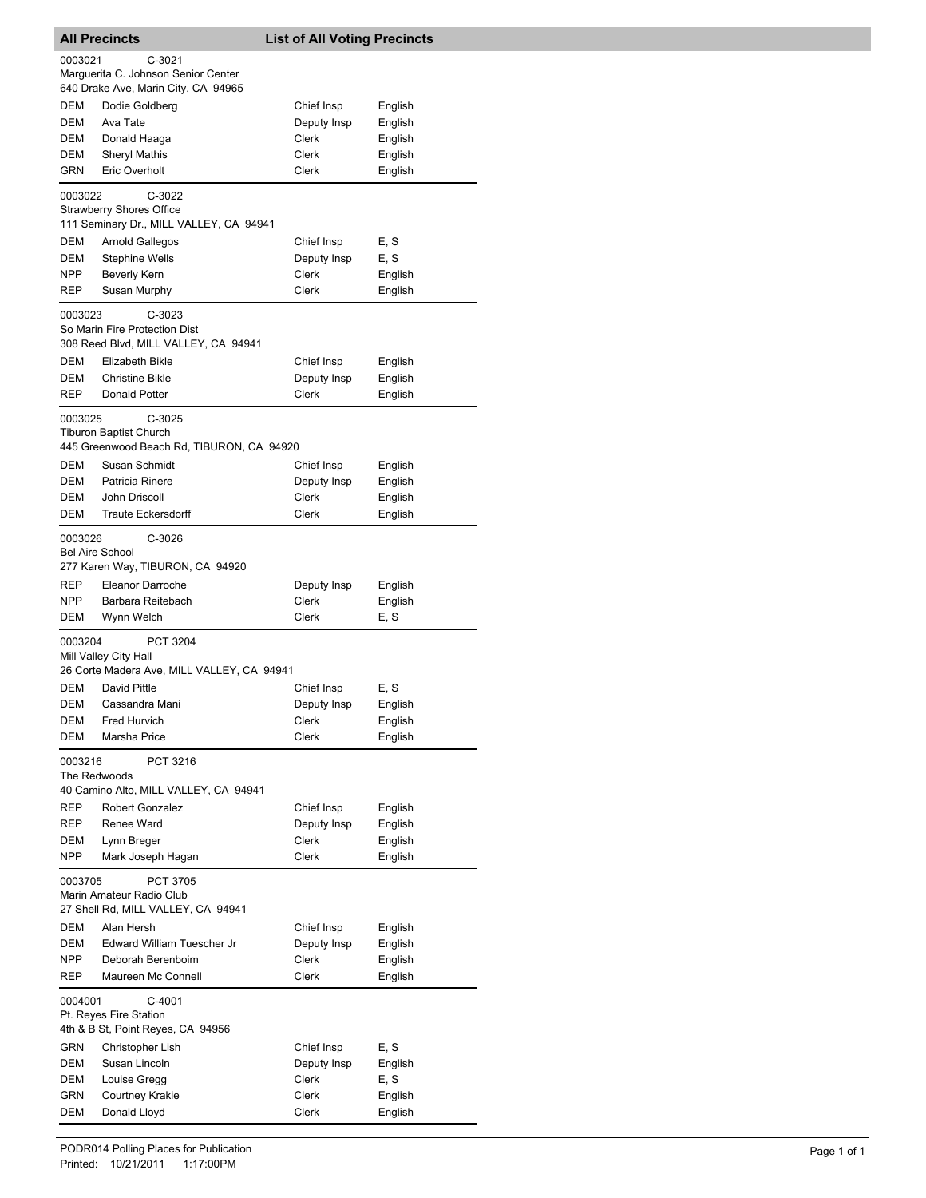## All Precincts — List of All Voting Precincts

**0003021** C-3021
Marguerita C. Johnson Senior Center
640 Drake Ave, Marin City, CA 94965

| Party | Name | Position | Language |
|---|---|---|---|
| DEM | Dodie Goldberg | Chief Insp | English |
| DEM | Ava Tate | Deputy Insp | English |
| DEM | Donald Haaga | Clerk | English |
| DEM | Sheryl Mathis | Clerk | English |
| GRN | Eric Overholt | Clerk | English |

**0003022** C-3022
Strawberry Shores Office
111 Seminary Dr., MILL VALLEY, CA 94941

| Party | Name | Position | Language |
|---|---|---|---|
| DEM | Arnold Gallegos | Chief Insp | E, S |
| DEM | Stephine Wells | Deputy Insp | E, S |
| NPP | Beverly Kern | Clerk | English |
| REP | Susan Murphy | Clerk | English |

**0003023** C-3023
So Marin Fire Protection Dist
308 Reed Blvd, MILL VALLEY, CA 94941

| Party | Name | Position | Language |
|---|---|---|---|
| DEM | Elizabeth Bikle | Chief Insp | English |
| DEM | Christine Bikle | Deputy Insp | English |
| REP | Donald Potter | Clerk | English |

**0003025** C-3025
Tiburon Baptist Church
445 Greenwood Beach Rd, TIBURON, CA 94920

| Party | Name | Position | Language |
|---|---|---|---|
| DEM | Susan Schmidt | Chief Insp | English |
| DEM | Patricia Rinere | Deputy Insp | English |
| DEM | John Driscoll | Clerk | English |
| DEM | Traute Eckersdorff | Clerk | English |

**0003026** C-3026
Bel Aire School
277 Karen Way, TIBURON, CA 94920

| Party | Name | Position | Language |
|---|---|---|---|
| REP | Eleanor Darroche | Deputy Insp | English |
| NPP | Barbara Reitebach | Clerk | English |
| DEM | Wynn Welch | Clerk | E, S |

**0003204** PCT 3204
Mill Valley City Hall
26 Corte Madera Ave, MILL VALLEY, CA 94941

| Party | Name | Position | Language |
|---|---|---|---|
| DEM | David Pittle | Chief Insp | E, S |
| DEM | Cassandra Mani | Deputy Insp | English |
| DEM | Fred Hurvich | Clerk | English |
| DEM | Marsha Price | Clerk | English |

**0003216** PCT 3216
The Redwoods
40 Camino Alto, MILL VALLEY, CA 94941

| Party | Name | Position | Language |
|---|---|---|---|
| REP | Robert Gonzalez | Chief Insp | English |
| REP | Renee Ward | Deputy Insp | English |
| DEM | Lynn Breger | Clerk | English |
| NPP | Mark Joseph Hagan | Clerk | English |

**0003705** PCT 3705
Marin Amateur Radio Club
27 Shell Rd, MILL VALLEY, CA 94941

| Party | Name | Position | Language |
|---|---|---|---|
| DEM | Alan Hersh | Chief Insp | English |
| DEM | Edward William Tuescher Jr | Deputy Insp | English |
| NPP | Deborah Berenboim | Clerk | English |
| REP | Maureen Mc Connell | Clerk | English |

**0004001** C-4001
Pt. Reyes Fire Station
4th & B St, Point Reyes, CA 94956

| Party | Name | Position | Language |
|---|---|---|---|
| GRN | Christopher Lish | Chief Insp | E, S |
| DEM | Susan Lincoln | Deputy Insp | English |
| DEM | Louise Gregg | Clerk | E, S |
| GRN | Courtney Krakie | Clerk | English |
| DEM | Donald Lloyd | Clerk | English |

PODR014 Polling Places for Publication
Printed: 10/21/2011 1:17:00PM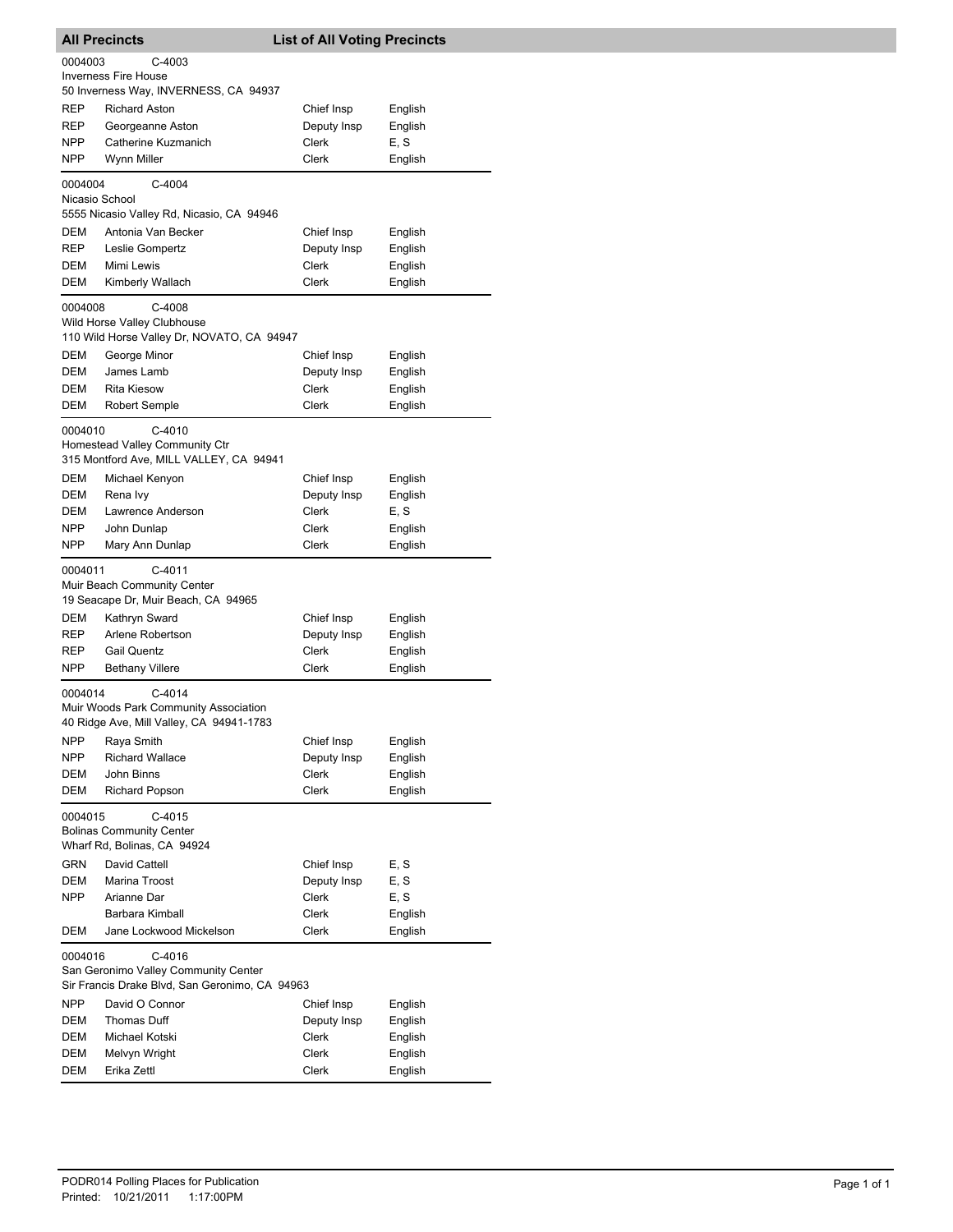## All Precincts — List of All Voting Precincts

**0004003 C-4003**
Inverness Fire House
50 Inverness Way, INVERNESS, CA 94937

| Party | Name | Position | Language |
|---|---|---|---|
| REP | Richard Aston | Chief Insp | English |
| REP | Georgeanne Aston | Deputy Insp | English |
| NPP | Catherine Kuzmanich | Clerk | E, S |
| NPP | Wynn Miller | Clerk | English |

**0004004 C-4004**
Nicasio School
5555 Nicasio Valley Rd, Nicasio, CA 94946

| Party | Name | Position | Language |
|---|---|---|---|
| DEM | Antonia Van Becker | Chief Insp | English |
| REP | Leslie Gompertz | Deputy Insp | English |
| DEM | Mimi Lewis | Clerk | English |
| DEM | Kimberly Wallach | Clerk | English |

**0004008 C-4008**
Wild Horse Valley Clubhouse
110 Wild Horse Valley Dr, NOVATO, CA 94947

| Party | Name | Position | Language |
|---|---|---|---|
| DEM | George Minor | Chief Insp | English |
| DEM | James Lamb | Deputy Insp | English |
| DEM | Rita Kiesow | Clerk | English |
| DEM | Robert Semple | Clerk | English |

**0004010 C-4010**
Homestead Valley Community Ctr
315 Montford Ave, MILL VALLEY, CA 94941

| Party | Name | Position | Language |
|---|---|---|---|
| DEM | Michael Kenyon | Chief Insp | English |
| DEM | Rena Ivy | Deputy Insp | English |
| DEM | Lawrence Anderson | Clerk | E, S |
| NPP | John Dunlap | Clerk | English |
| NPP | Mary Ann Dunlap | Clerk | English |

**0004011 C-4011**
Muir Beach Community Center
19 Seacape Dr, Muir Beach, CA 94965

| Party | Name | Position | Language |
|---|---|---|---|
| DEM | Kathryn Sward | Chief Insp | English |
| REP | Arlene Robertson | Deputy Insp | English |
| REP | Gail Quentz | Clerk | English |
| NPP | Bethany Villere | Clerk | English |

**0004014 C-4014**
Muir Woods Park Community Association
40 Ridge Ave, Mill Valley, CA 94941-1783

| Party | Name | Position | Language |
|---|---|---|---|
| NPP | Raya Smith | Chief Insp | English |
| NPP | Richard Wallace | Deputy Insp | English |
| DEM | John Binns | Clerk | English |
| DEM | Richard Popson | Clerk | English |

**0004015 C-4015**
Bolinas Community Center
Wharf Rd, Bolinas, CA 94924

| Party | Name | Position | Language |
|---|---|---|---|
| GRN | David Cattell | Chief Insp | E, S |
| DEM | Marina Troost | Deputy Insp | E, S |
| NPP | Arianne Dar | Clerk | E, S |
| | Barbara Kimball | Clerk | English |
| DEM | Jane Lockwood Mickelson | Clerk | English |

**0004016 C-4016**
San Geronimo Valley Community Center
Sir Francis Drake Blvd, San Geronimo, CA 94963

| Party | Name | Position | Language |
|---|---|---|---|
| NPP | David O Connor | Chief Insp | English |
| DEM | Thomas Duff | Deputy Insp | English |
| DEM | Michael Kotski | Clerk | English |
| DEM | Melvyn Wright | Clerk | English |
| DEM | Erika Zettl | Clerk | English |

PODR014 Polling Places for Publication
Printed: 10/21/2011 1:17:00PM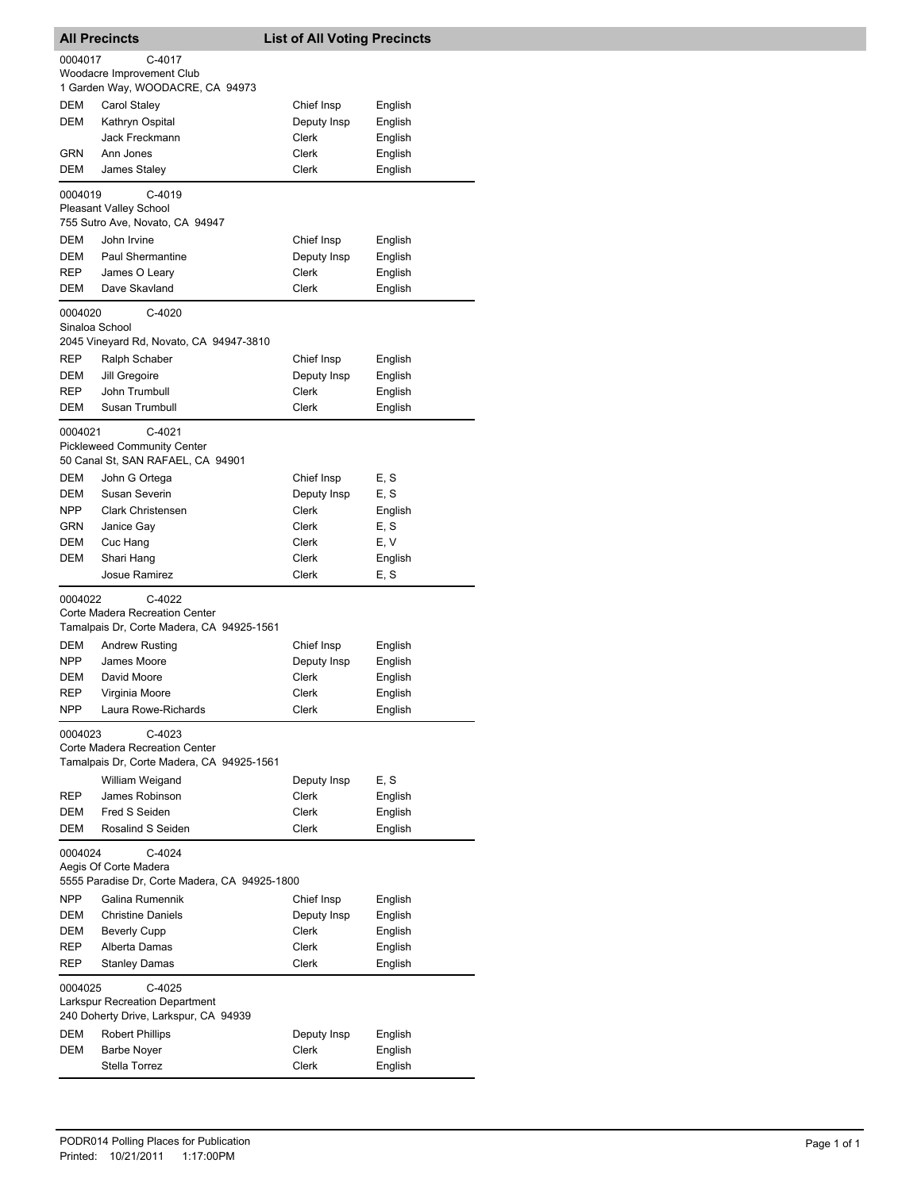## All Precincts — List of All Voting Precincts

**0004017** C-4017
Woodacre Improvement Club
1 Garden Way, WOODACRE, CA 94973

| Party | Name | Position | Language |
|---|---|---|---|
| DEM | Carol Staley | Chief Insp | English |
| DEM | Kathryn Ospital | Deputy Insp | English |
| | Jack Freckmann | Clerk | English |
| GRN | Ann Jones | Clerk | English |
| DEM | James Staley | Clerk | English |

**0004019** C-4019
Pleasant Valley School
755 Sutro Ave, Novato, CA 94947

| Party | Name | Position | Language |
|---|---|---|---|
| DEM | John Irvine | Chief Insp | English |
| DEM | Paul Shermantine | Deputy Insp | English |
| REP | James O Leary | Clerk | English |
| DEM | Dave Skavland | Clerk | English |

**0004020** C-4020
Sinaloa School
2045 Vineyard Rd, Novato, CA 94947-3810

| Party | Name | Position | Language |
|---|---|---|---|
| REP | Ralph Schaber | Chief Insp | English |
| DEM | Jill Gregoire | Deputy Insp | English |
| REP | John Trumbull | Clerk | English |
| DEM | Susan Trumbull | Clerk | English |

**0004021** C-4021
Pickleweed Community Center
50 Canal St, SAN RAFAEL, CA 94901

| Party | Name | Position | Language |
|---|---|---|---|
| DEM | John G Ortega | Chief Insp | E, S |
| DEM | Susan Severin | Deputy Insp | E, S |
| NPP | Clark Christensen | Clerk | English |
| GRN | Janice Gay | Clerk | E, S |
| DEM | Cuc Hang | Clerk | E, V |
| DEM | Shari Hang | Clerk | English |
| | Josue Ramirez | Clerk | E, S |

**0004022** C-4022
Corte Madera Recreation Center
Tamalpais Dr, Corte Madera, CA 94925-1561

| Party | Name | Position | Language |
|---|---|---|---|
| DEM | Andrew Rusting | Chief Insp | English |
| NPP | James Moore | Deputy Insp | English |
| DEM | David Moore | Clerk | English |
| REP | Virginia Moore | Clerk | English |
| NPP | Laura Rowe-Richards | Clerk | English |

**0004023** C-4023
Corte Madera Recreation Center
Tamalpais Dr, Corte Madera, CA 94925-1561

| Party | Name | Position | Language |
|---|---|---|---|
| | William Weigand | Deputy Insp | E, S |
| REP | James Robinson | Clerk | English |
| DEM | Fred S Seiden | Clerk | English |
| DEM | Rosalind S Seiden | Clerk | English |

**0004024** C-4024
Aegis Of Corte Madera
5555 Paradise Dr, Corte Madera, CA 94925-1800

| Party | Name | Position | Language |
|---|---|---|---|
| NPP | Galina Rumennik | Chief Insp | English |
| DEM | Christine Daniels | Deputy Insp | English |
| DEM | Beverly Cupp | Clerk | English |
| REP | Alberta Damas | Clerk | English |
| REP | Stanley Damas | Clerk | English |

**0004025** C-4025
Larkspur Recreation Department
240 Doherty Drive, Larkspur, CA 94939

| Party | Name | Position | Language |
|---|---|---|---|
| DEM | Robert Phillips | Deputy Insp | English |
| DEM | Barbe Noyer | Clerk | English |
| | Stella Torrez | Clerk | English |

PODR014 Polling Places for Publication
Printed: 10/21/2011 1:17:00PM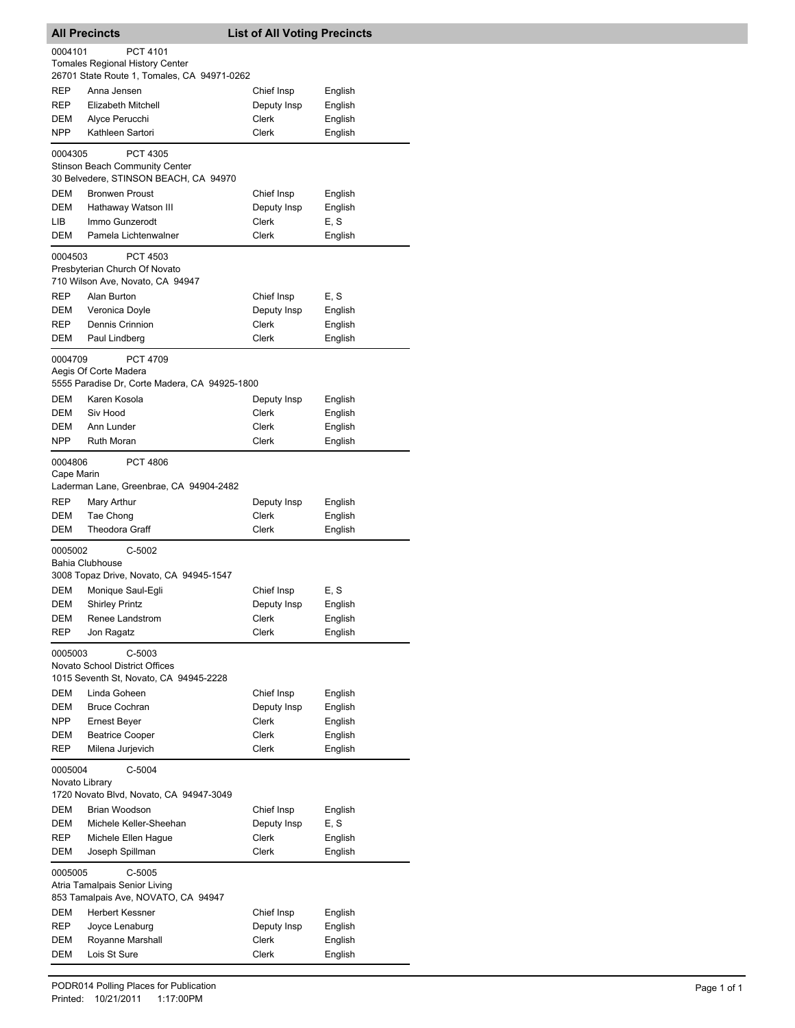## All Precincts — List of All Voting Precincts

**0004101** PCT 4101
Tomales Regional History Center
26701 State Route 1, Tomales, CA 94971-0262

| Party | Name | Position | Language |
|---|---|---|---|
| REP | Anna Jensen | Chief Insp | English |
| REP | Elizabeth Mitchell | Deputy Insp | English |
| DEM | Alyce Perucchi | Clerk | English |
| NPP | Kathleen Sartori | Clerk | English |

**0004305** PCT 4305
Stinson Beach Community Center
30 Belvedere, STINSON BEACH, CA 94970

| Party | Name | Position | Language |
|---|---|---|---|
| DEM | Bronwen Proust | Chief Insp | English |
| DEM | Hathaway Watson III | Deputy Insp | English |
| LIB | Immo Gunzerodt | Clerk | E, S |
| DEM | Pamela Lichtenwalner | Clerk | English |

**0004503** PCT 4503
Presbyterian Church Of Novato
710 Wilson Ave, Novato, CA 94947

| Party | Name | Position | Language |
|---|---|---|---|
| REP | Alan Burton | Chief Insp | E, S |
| DEM | Veronica Doyle | Deputy Insp | English |
| REP | Dennis Crinnion | Clerk | English |
| DEM | Paul Lindberg | Clerk | English |

**0004709** PCT 4709
Aegis Of Corte Madera
5555 Paradise Dr, Corte Madera, CA 94925-1800

| Party | Name | Position | Language |
|---|---|---|---|
| DEM | Karen Kosola | Deputy Insp | English |
| DEM | Siv Hood | Clerk | English |
| DEM | Ann Lunder | Clerk | English |
| NPP | Ruth Moran | Clerk | English |

**0004806** PCT 4806
Cape Marin
Laderman Lane, Greenbrae, CA 94904-2482

| Party | Name | Position | Language |
|---|---|---|---|
| REP | Mary Arthur | Deputy Insp | English |
| DEM | Tae Chong | Clerk | English |
| DEM | Theodora Graff | Clerk | English |

**0005002** C-5002
Bahia Clubhouse
3008 Topaz Drive, Novato, CA 94945-1547

| Party | Name | Position | Language |
|---|---|---|---|
| DEM | Monique Saul-Egli | Chief Insp | E, S |
| DEM | Shirley Printz | Deputy Insp | English |
| DEM | Renee Landstrom | Clerk | English |
| REP | Jon Ragatz | Clerk | English |

**0005003** C-5003
Novato School District Offices
1015 Seventh St, Novato, CA 94945-2228

| Party | Name | Position | Language |
|---|---|---|---|
| DEM | Linda Goheen | Chief Insp | English |
| DEM | Bruce Cochran | Deputy Insp | English |
| NPP | Ernest Beyer | Clerk | English |
| DEM | Beatrice Cooper | Clerk | English |
| REP | Milena Jurjevich | Clerk | English |

**0005004** C-5004
Novato Library
1720 Novato Blvd, Novato, CA 94947-3049

| Party | Name | Position | Language |
|---|---|---|---|
| DEM | Brian Woodson | Chief Insp | English |
| DEM | Michele Keller-Sheehan | Deputy Insp | E, S |
| REP | Michele Ellen Hague | Clerk | English |
| DEM | Joseph Spillman | Clerk | English |

**0005005** C-5005
Atria Tamalpais Senior Living
853 Tamalpais Ave, NOVATO, CA 94947

| Party | Name | Position | Language |
|---|---|---|---|
| DEM | Herbert Kessner | Chief Insp | English |
| REP | Joyce Lenaburg | Deputy Insp | English |
| DEM | Royanne Marshall | Clerk | English |
| DEM | Lois St Sure | Clerk | English |

PODR014 Polling Places for Publication
Printed: 10/21/2011 1:17:00PM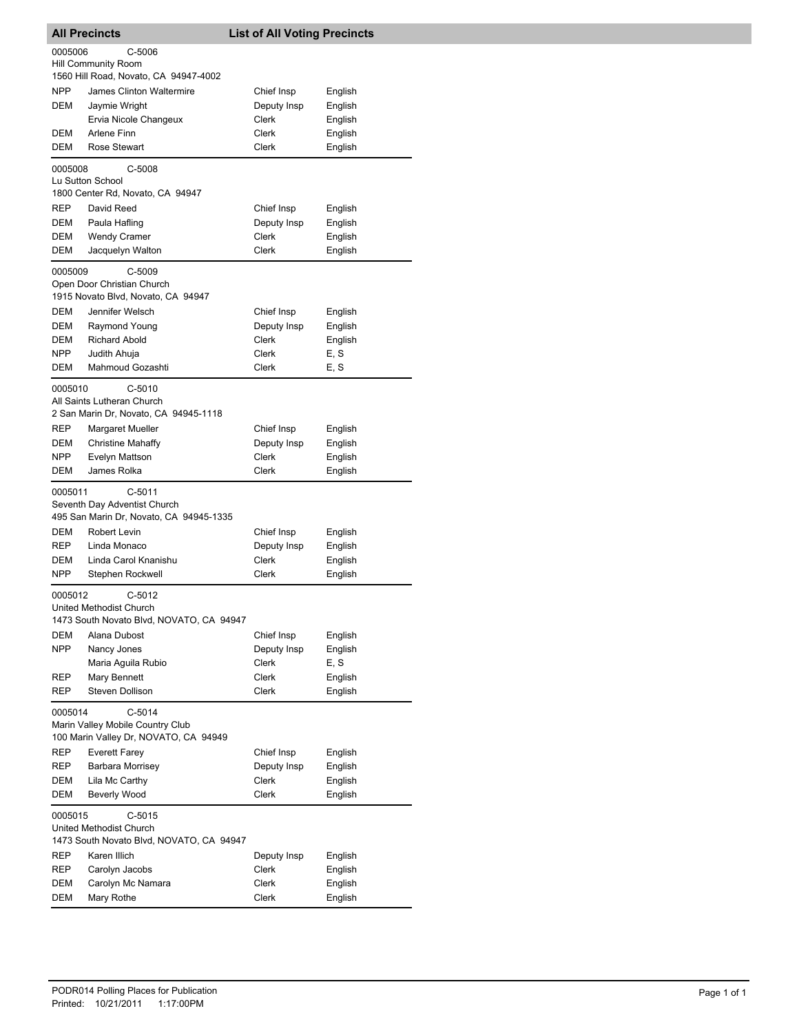## All Precincts — List of All Voting Precincts

**0005006 — C-5006**
Hill Community Room
1560 Hill Road, Novato, CA 94947-4002

| Party | Name | Position | Language |
|---|---|---|---|
| NPP | James Clinton Waltermire | Chief Insp | English |
| DEM | Jaymie Wright | Deputy Insp | English |
| | Ervia Nicole Changeux | Clerk | English |
| DEM | Arlene Finn | Clerk | English |
| DEM | Rose Stewart | Clerk | English |

**0005008 — C-5008**
Lu Sutton School
1800 Center Rd, Novato, CA 94947

| Party | Name | Position | Language |
|---|---|---|---|
| REP | David Reed | Chief Insp | English |
| DEM | Paula Hafling | Deputy Insp | English |
| DEM | Wendy Cramer | Clerk | English |
| DEM | Jacquelyn Walton | Clerk | English |

**0005009 — C-5009**
Open Door Christian Church
1915 Novato Blvd, Novato, CA 94947

| Party | Name | Position | Language |
|---|---|---|---|
| DEM | Jennifer Welsch | Chief Insp | English |
| DEM | Raymond Young | Deputy Insp | English |
| DEM | Richard Abold | Clerk | English |
| NPP | Judith Ahuja | Clerk | E, S |
| DEM | Mahmoud Gozashti | Clerk | E, S |

**0005010 — C-5010**
All Saints Lutheran Church
2 San Marin Dr, Novato, CA 94945-1118

| Party | Name | Position | Language |
|---|---|---|---|
| REP | Margaret Mueller | Chief Insp | English |
| DEM | Christine Mahaffy | Deputy Insp | English |
| NPP | Evelyn Mattson | Clerk | English |
| DEM | James Rolka | Clerk | English |

**0005011 — C-5011**
Seventh Day Adventist Church
495 San Marin Dr, Novato, CA 94945-1335

| Party | Name | Position | Language |
|---|---|---|---|
| DEM | Robert Levin | Chief Insp | English |
| REP | Linda Monaco | Deputy Insp | English |
| DEM | Linda Carol Knanishu | Clerk | English |
| NPP | Stephen Rockwell | Clerk | English |

**0005012 — C-5012**
United Methodist Church
1473 South Novato Blvd, NOVATO, CA 94947

| Party | Name | Position | Language |
|---|---|---|---|
| DEM | Alana Dubost | Chief Insp | English |
| NPP | Nancy Jones | Deputy Insp | English |
| | Maria Aguila Rubio | Clerk | E, S |
| REP | Mary Bennett | Clerk | English |
| REP | Steven Dollison | Clerk | English |

**0005014 — C-5014**
Marin Valley Mobile Country Club
100 Marin Valley Dr, NOVATO, CA 94949

| Party | Name | Position | Language |
|---|---|---|---|
| REP | Everett Farey | Chief Insp | English |
| REP | Barbara Morrisey | Deputy Insp | English |
| DEM | Lila Mc Carthy | Clerk | English |
| DEM | Beverly Wood | Clerk | English |

**0005015 — C-5015**
United Methodist Church
1473 South Novato Blvd, NOVATO, CA 94947

| Party | Name | Position | Language |
|---|---|---|---|
| REP | Karen Illich | Deputy Insp | English |
| REP | Carolyn Jacobs | Clerk | English |
| DEM | Carolyn Mc Namara | Clerk | English |
| DEM | Mary Rothe | Clerk | English |

PODR014 Polling Places for Publication
Printed: 10/21/2011 1:17:00PM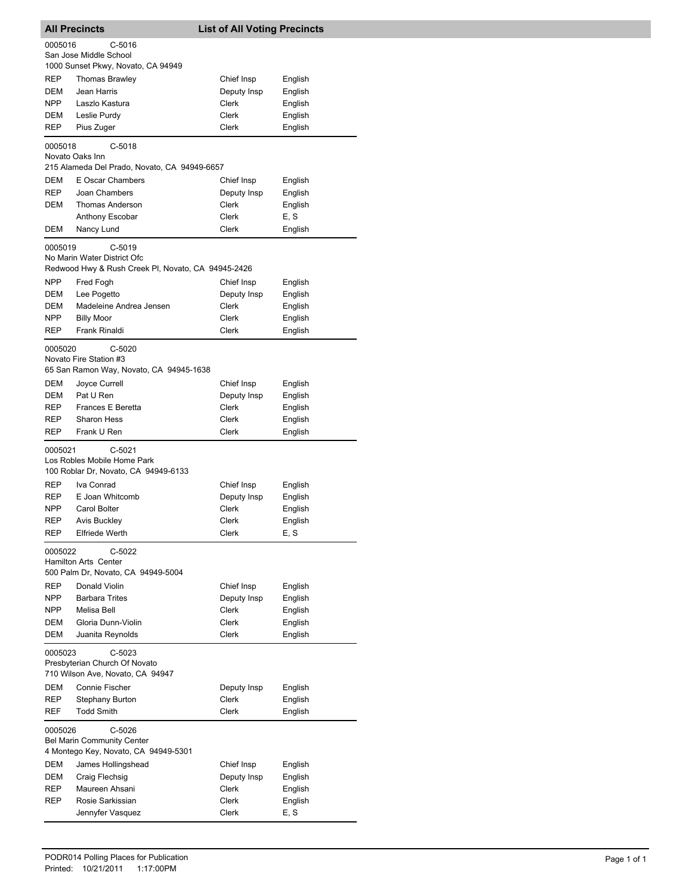## All Precincts — List of All Voting Precincts

**0005016 C-5016**
San Jose Middle School
1000 Sunset Pkwy, Novato, CA 94949

| Party | Name | Position | Language |
|---|---|---|---|
| REP | Thomas Brawley | Chief Insp | English |
| DEM | Jean Harris | Deputy Insp | English |
| NPP | Laszlo Kastura | Clerk | English |
| DEM | Leslie Purdy | Clerk | English |
| REP | Pius Zuger | Clerk | English |

**0005018 C-5018**
Novato Oaks Inn
215 Alameda Del Prado, Novato, CA 94949-6657

| Party | Name | Position | Language |
|---|---|---|---|
| DEM | E Oscar Chambers | Chief Insp | English |
| REP | Joan Chambers | Deputy Insp | English |
| DEM | Thomas Anderson | Clerk | English |
| | Anthony Escobar | Clerk | E, S |
| DEM | Nancy Lund | Clerk | English |

**0005019 C-5019**
No Marin Water District Ofc
Redwood Hwy & Rush Creek Pl, Novato, CA 94945-2426

| Party | Name | Position | Language |
|---|---|---|---|
| NPP | Fred Fogh | Chief Insp | English |
| DEM | Lee Pogetto | Deputy Insp | English |
| DEM | Madeleine Andrea Jensen | Clerk | English |
| NPP | Billy Moor | Clerk | English |
| REP | Frank Rinaldi | Clerk | English |

**0005020 C-5020**
Novato Fire Station #3
65 San Ramon Way, Novato, CA 94945-1638

| Party | Name | Position | Language |
|---|---|---|---|
| DEM | Joyce Currell | Chief Insp | English |
| DEM | Pat U Ren | Deputy Insp | English |
| REP | Frances E Beretta | Clerk | English |
| REP | Sharon Hess | Clerk | English |
| REP | Frank U Ren | Clerk | English |

**0005021 C-5021**
Los Robles Mobile Home Park
100 Roblar Dr, Novato, CA 94949-6133

| Party | Name | Position | Language |
|---|---|---|---|
| REP | Iva Conrad | Chief Insp | English |
| REP | E Joan Whitcomb | Deputy Insp | English |
| NPP | Carol Bolter | Clerk | English |
| REP | Avis Buckley | Clerk | English |
| REP | Elfriede Werth | Clerk | E, S |

**0005022 C-5022**
Hamilton Arts Center
500 Palm Dr, Novato, CA 94949-5004

| Party | Name | Position | Language |
|---|---|---|---|
| REP | Donald Violin | Chief Insp | English |
| NPP | Barbara Trites | Deputy Insp | English |
| NPP | Melisa Bell | Clerk | English |
| DEM | Gloria Dunn-Violin | Clerk | English |
| DEM | Juanita Reynolds | Clerk | English |

**0005023 C-5023**
Presbyterian Church Of Novato
710 Wilson Ave, Novato, CA 94947

| Party | Name | Position | Language |
|---|---|---|---|
| DEM | Connie Fischer | Deputy Insp | English |
| REP | Stephany Burton | Clerk | English |
| REF | Todd Smith | Clerk | English |

**0005026 C-5026**
Bel Marin Community Center
4 Montego Key, Novato, CA 94949-5301

| Party | Name | Position | Language |
|---|---|---|---|
| DEM | James Hollingshead | Chief Insp | English |
| DEM | Craig Flechsig | Deputy Insp | English |
| REP | Maureen Ahsani | Clerk | English |
| REP | Rosie Sarkissian | Clerk | English |
| | Jennyfer Vasquez | Clerk | E, S |

PODR014 Polling Places for Publication
Printed: 10/21/2011 1:17:00PM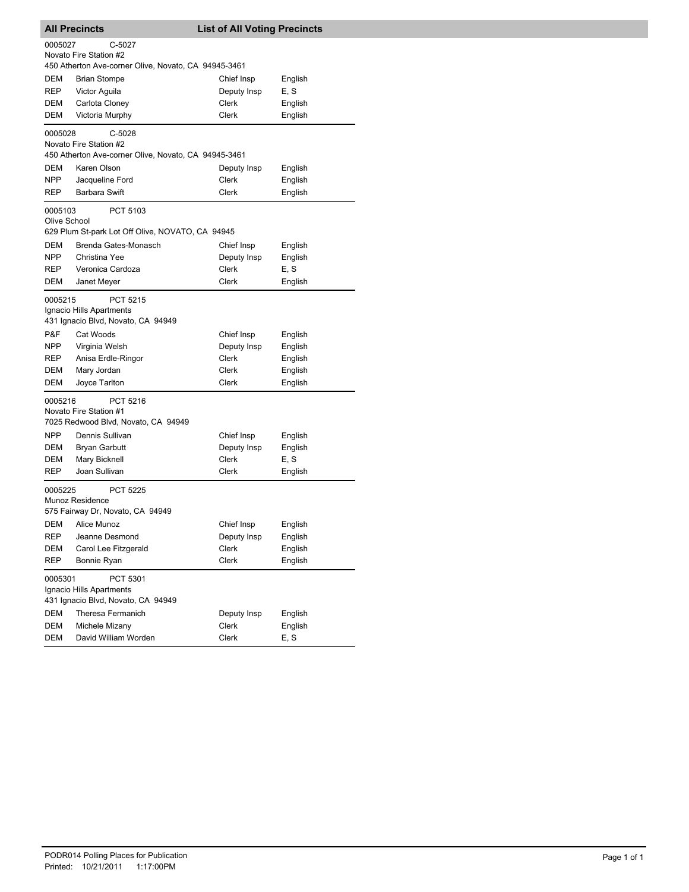## All Precincts — List of All Voting Precincts

**0005027** C-5027
Novato Fire Station #2
450 Atherton Ave-corner Olive, Novato, CA 94945-3461

| Party | Name | Position | Language |
|---|---|---|---|
| DEM | Brian Stompe | Chief Insp | English |
| REP | Victor Aguila | Deputy Insp | E, S |
| DEM | Carlota Cloney | Clerk | English |
| DEM | Victoria Murphy | Clerk | English |

**0005028** C-5028
Novato Fire Station #2
450 Atherton Ave-corner Olive, Novato, CA 94945-3461

| Party | Name | Position | Language |
|---|---|---|---|
| DEM | Karen Olson | Deputy Insp | English |
| NPP | Jacqueline Ford | Clerk | English |
| REP | Barbara Swift | Clerk | English |

**0005103** PCT 5103
Olive School
629 Plum St-park Lot Off Olive, NOVATO, CA 94945

| Party | Name | Position | Language |
|---|---|---|---|
| DEM | Brenda Gates-Monasch | Chief Insp | English |
| NPP | Christina Yee | Deputy Insp | English |
| REP | Veronica Cardoza | Clerk | E, S |
| DEM | Janet Meyer | Clerk | English |

**0005215** PCT 5215
Ignacio Hills Apartments
431 Ignacio Blvd, Novato, CA 94949

| Party | Name | Position | Language |
|---|---|---|---|
| P&F | Cat Woods | Chief Insp | English |
| NPP | Virginia Welsh | Deputy Insp | English |
| REP | Anisa Erdle-Ringor | Clerk | English |
| DEM | Mary Jordan | Clerk | English |
| DEM | Joyce Tarlton | Clerk | English |

**0005216** PCT 5216
Novato Fire Station #1
7025 Redwood Blvd, Novato, CA 94949

| Party | Name | Position | Language |
|---|---|---|---|
| NPP | Dennis Sullivan | Chief Insp | English |
| DEM | Bryan Garbutt | Deputy Insp | English |
| DEM | Mary Bicknell | Clerk | E, S |
| REP | Joan Sullivan | Clerk | English |

**0005225** PCT 5225
Munoz Residence
575 Fairway Dr, Novato, CA 94949

| Party | Name | Position | Language |
|---|---|---|---|
| DEM | Alice Munoz | Chief Insp | English |
| REP | Jeanne Desmond | Deputy Insp | English |
| DEM | Carol Lee Fitzgerald | Clerk | English |
| REP | Bonnie Ryan | Clerk | English |

**0005301** PCT 5301
Ignacio Hills Apartments
431 Ignacio Blvd, Novato, CA 94949

| Party | Name | Position | Language |
|---|---|---|---|
| DEM | Theresa Fermanich | Deputy Insp | English |
| DEM | Michele Mizany | Clerk | English |
| DEM | David William Worden | Clerk | E, S |

PODR014 Polling Places for Publication
Printed: 10/21/2011 1:17:00PM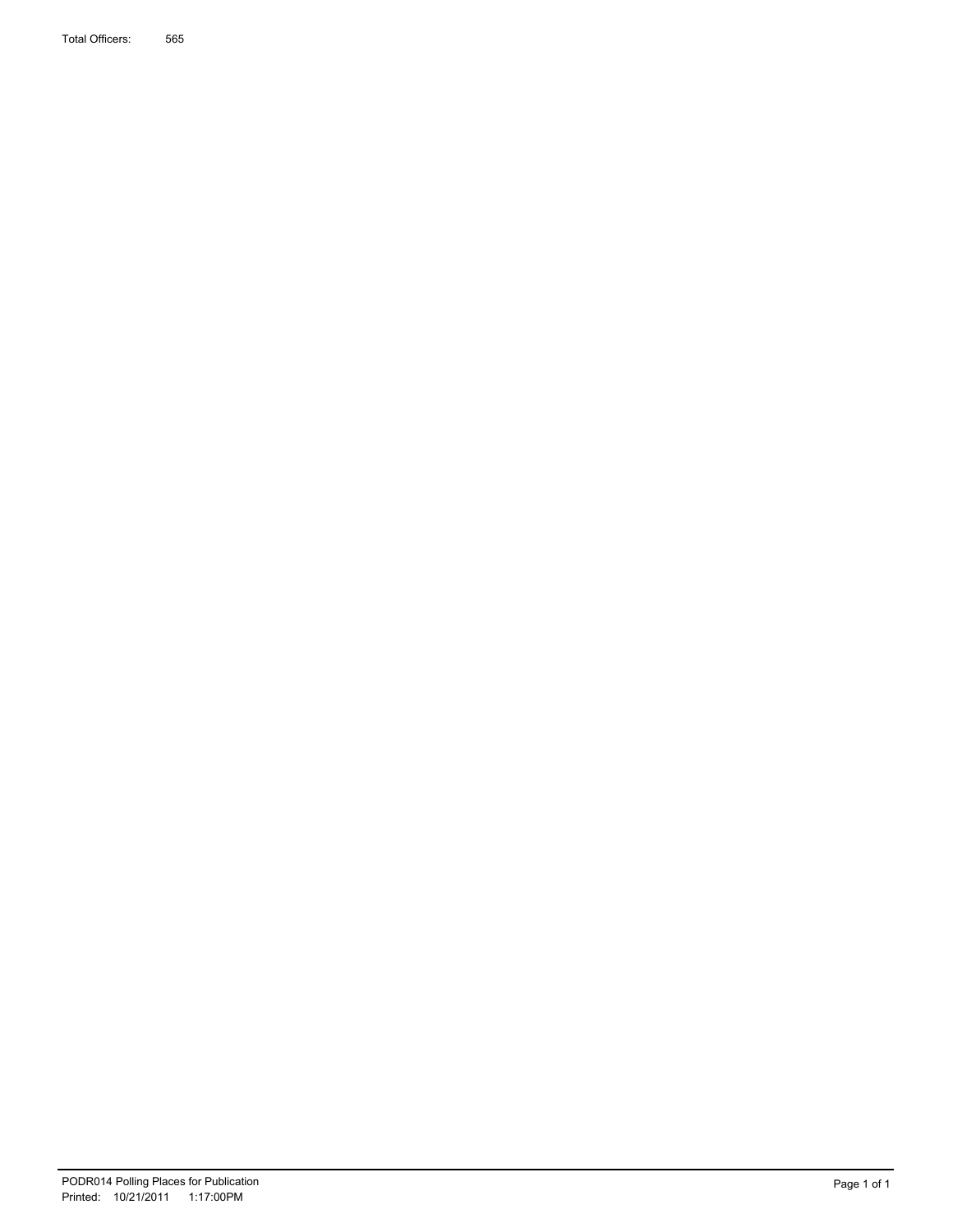Total Officers: 565